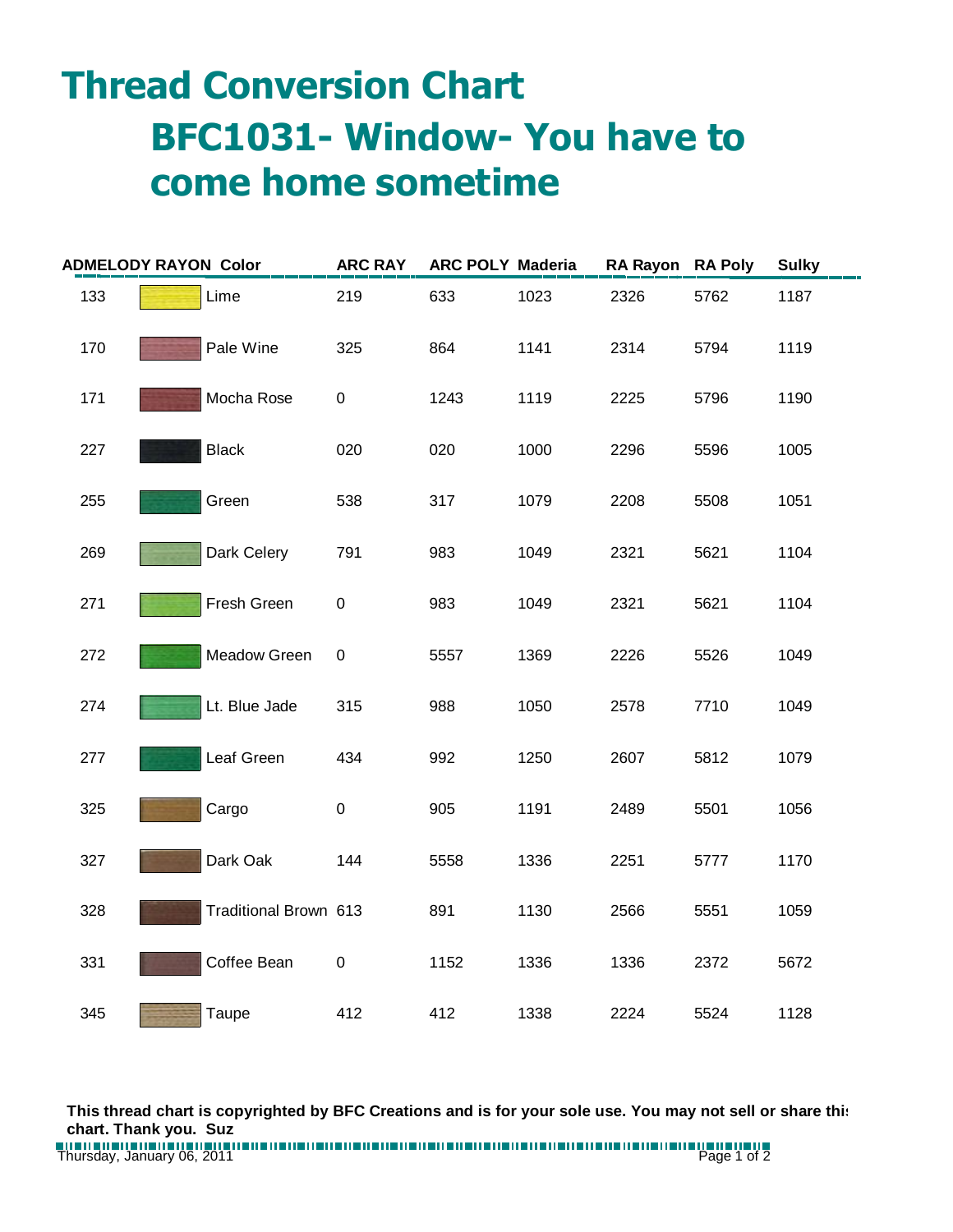# Thread Conversion Chart

## BFC1031- Window- You have to come home sometime

| ADMELODY RAYON | Color | ARC RAY | ARC POLY | Maderia | RA Rayon | RA Poly | Sulky |
|---|---|---|---|---|---|---|---|
| 133 | Lime | 219 | 633 | 1023 | 2326 | 5762 | 1187 |
| 170 | Pale Wine | 325 | 864 | 1141 | 2314 | 5794 | 1119 |
| 171 | Mocha Rose | 0 | 1243 | 1119 | 2225 | 5796 | 1190 |
| 227 | Black | 020 | 020 | 1000 | 2296 | 5596 | 1005 |
| 255 | Green | 538 | 317 | 1079 | 2208 | 5508 | 1051 |
| 269 | Dark Celery | 791 | 983 | 1049 | 2321 | 5621 | 1104 |
| 271 | Fresh Green | 0 | 983 | 1049 | 2321 | 5621 | 1104 |
| 272 | Meadow Green | 0 | 5557 | 1369 | 2226 | 5526 | 1049 |
| 274 | Lt. Blue Jade | 315 | 988 | 1050 | 2578 | 7710 | 1049 |
| 277 | Leaf Green | 434 | 992 | 1250 | 2607 | 5812 | 1079 |
| 325 | Cargo | 0 | 905 | 1191 | 2489 | 5501 | 1056 |
| 327 | Dark Oak | 144 | 5558 | 1336 | 2251 | 5777 | 1170 |
| 328 | Traditional Brown | 613 | 891 | 1130 | 2566 | 5551 | 1059 |
| 331 | Coffee Bean | 0 | 1152 | 1336 | 1336 | 2372 | 5672 |
| 345 | Taupe | 412 | 412 | 1338 | 2224 | 5524 | 1128 |

**This thread chart is copyrighted by BFC Creations and is for your sole use. You may not sell or share this chart. Thank you. Suz**

Thursday, January 06, 2011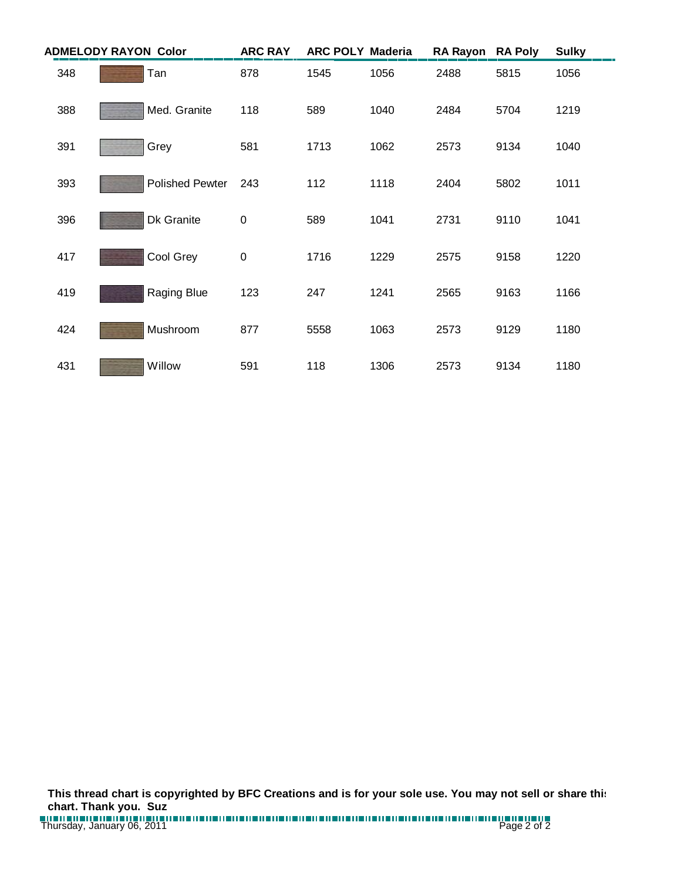| ADMELODY RAYON | | Color | ARC RAY | ARC POLY | Maderia | RA Rayon | RA Poly | Sulky |
|---|---|---|---|---|---|---|---|---|
| 348 | | Tan | 878 | 1545 | 1056 | 2488 | 5815 | 1056 |
| 388 | | Med. Granite | 118 | 589 | 1040 | 2484 | 5704 | 1219 |
| 391 | | Grey | 581 | 1713 | 1062 | 2573 | 9134 | 1040 |
| 393 | | Polished Pewter | 243 | 112 | 1118 | 2404 | 5802 | 1011 |
| 396 | | Dk Granite | 0 | 589 | 1041 | 2731 | 9110 | 1041 |
| 417 | | Cool Grey | 0 | 1716 | 1229 | 2575 | 9158 | 1220 |
| 419 | | Raging Blue | 123 | 247 | 1241 | 2565 | 9163 | 1166 |
| 424 | | Mushroom | 877 | 5558 | 1063 | 2573 | 9129 | 1180 |
| 431 | | Willow | 591 | 118 | 1306 | 2573 | 9134 | 1180 |

**This thread chart is copyrighted by BFC Creations and is for your sole use. You may not sell or share this chart. Thank you. Suz**

Thursday, January 06, 2011